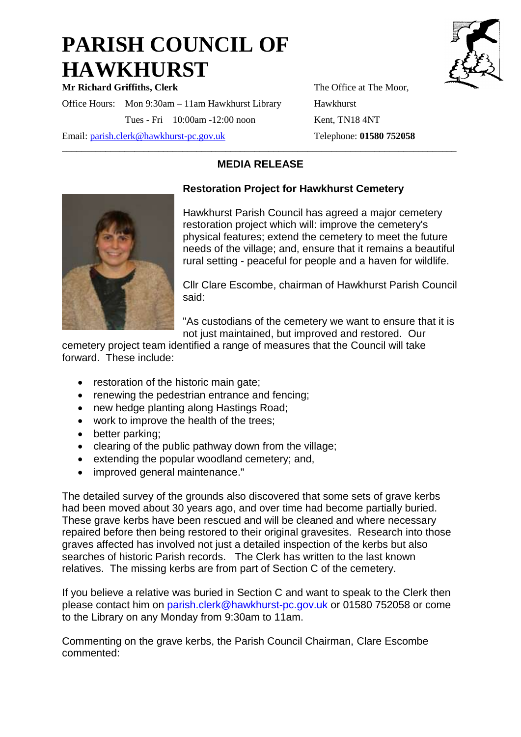# PARISH COUNCIL OF HAWKHURST

**Mr Richard Griffiths, Clerk**

Office Hours: Mon 9:30am – 11am Hawkhurst Library
Tues - Fri 10:00am -12:00 noon

Email: parish.clerk@hawkhurst-pc.gov.uk

The Office at The Moor,
Hawkhurst
Kent, TN18 4NT
Telephone: **01580 752058**

---

## MEDIA RELEASE

### Restoration Project for Hawkhurst Cemetery

Hawkhurst Parish Council has agreed a major cemetery restoration project which will: improve the cemetery's physical features; extend the cemetery to meet the future needs of the village; and, ensure that it remains a beautiful rural setting - peaceful for people and a haven for wildlife.

Cllr Clare Escombe, chairman of Hawkhurst Parish Council said:

"As custodians of the cemetery we want to ensure that it is not just maintained, but improved and restored. Our cemetery project team identified a range of measures that the Council will take forward. These include:

- restoration of the historic main gate;
- renewing the pedestrian entrance and fencing;
- new hedge planting along Hastings Road;
- work to improve the health of the trees;
- better parking;
- clearing of the public pathway down from the village;
- extending the popular woodland cemetery; and,
- improved general maintenance."

The detailed survey of the grounds also discovered that some sets of grave kerbs had been moved about 30 years ago, and over time had become partially buried. These grave kerbs have been rescued and will be cleaned and where necessary repaired before then being restored to their original gravesites. Research into those graves affected has involved not just a detailed inspection of the kerbs but also searches of historic Parish records. The Clerk has written to the last known relatives. The missing kerbs are from part of Section C of the cemetery.

If you believe a relative was buried in Section C and want to speak to the Clerk then please contact him on parish.clerk@hawkhurst-pc.gov.uk or 01580 752058 or come to the Library on any Monday from 9:30am to 11am.

Commenting on the grave kerbs, the Parish Council Chairman, Clare Escombe commented: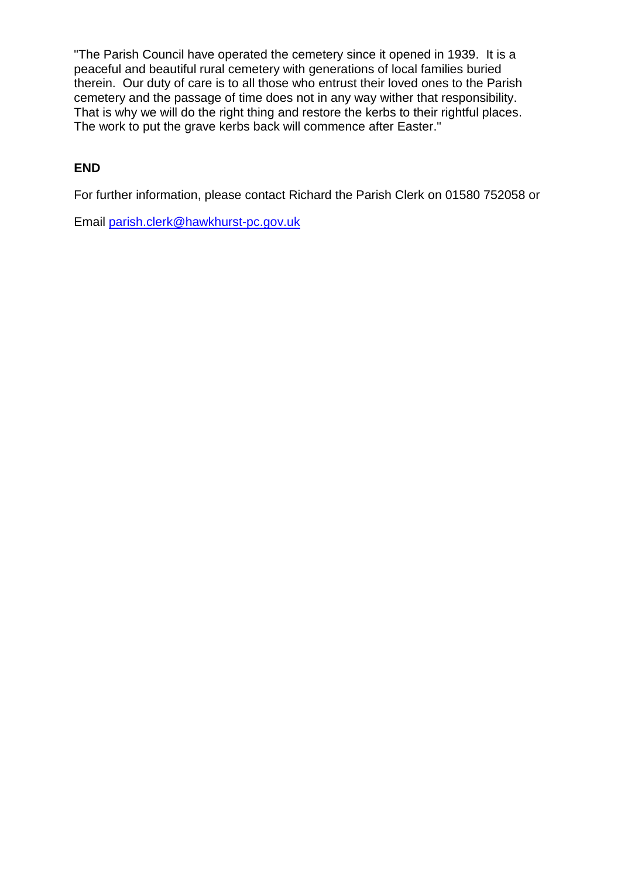"The Parish Council have operated the cemetery since it opened in 1939. It is a peaceful and beautiful rural cemetery with generations of local families buried therein. Our duty of care is to all those who entrust their loved ones to the Parish cemetery and the passage of time does not in any way wither that responsibility. That is why we will do the right thing and restore the kerbs to their rightful places. The work to put the grave kerbs back will commence after Easter."

**END**

For further information, please contact Richard the Parish Clerk on 01580 752058 or

Email parish.clerk@hawkhurst-pc.gov.uk